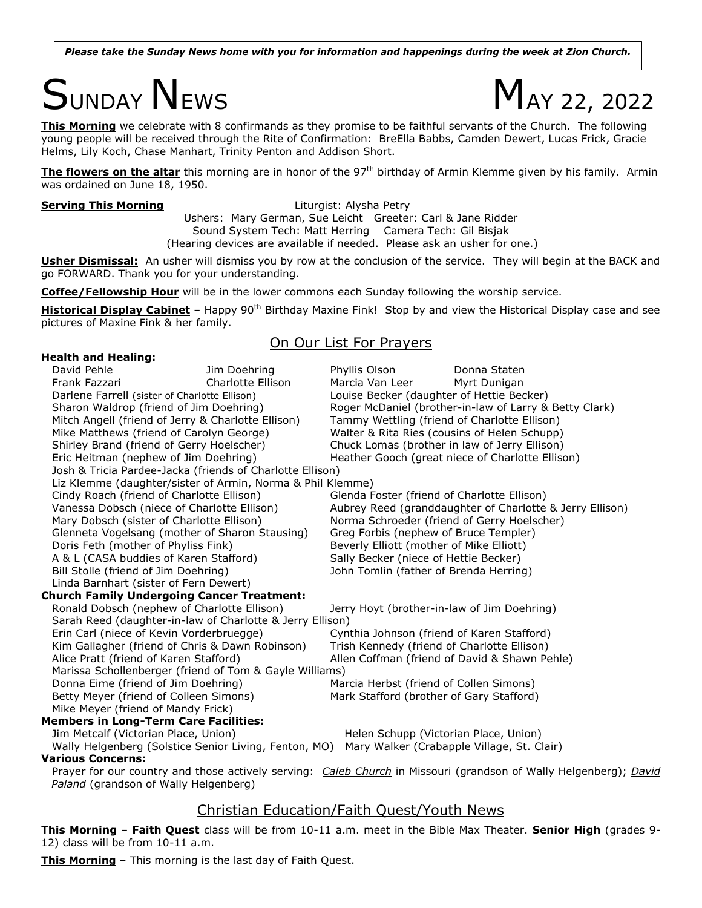*Please take the Sunday News home with you for information and happenings during the week at Zion Church.*

# SUNDAY NEWS MAY 22, 2022

**This Morning** we celebrate with 8 confirmands as they promise to be faithful servants of the Church. The following young people will be received through the Rite of Confirmation: BreElla Babbs, Camden Dewert, Lucas Frick, Gracie Helms, Lily Koch, Chase Manhart, Trinity Penton and Addison Short.

**The flowers on the altar** this morning are in honor of the 97th birthday of Armin Klemme given by his family. Armin was ordained on June 18, 1950.

**Serving This Morning** Liturgist: Alysha Petry
Ushers: Mary German, Sue Leicht Greeter: Carl & Jane Ridder
Sound System Tech: Matt Herring Camera Tech: Gil Bisjak
(Hearing devices are available if needed. Please ask an usher for one.)

**Usher Dismissal:** An usher will dismiss you by row at the conclusion of the service. They will begin at the BACK and go FORWARD. Thank you for your understanding.

**Coffee/Fellowship Hour** will be in the lower commons each Sunday following the worship service.

**Historical Display Cabinet** – Happy 90th Birthday Maxine Fink! Stop by and view the Historical Display case and see pictures of Maxine Fink & her family.

## On Our List For Prayers

**Health and Healing:**

- David Pehle
- Jim Doehring
- Phyllis Olson
- Donna Staten
- Frank Fazzari
- Charlotte Ellison
- Marcia Van Leer
- Myrt Dunigan
- Darlene Farrell (sister of Charlotte Ellison)
- Louise Becker (daughter of Hettie Becker)
- Sharon Waldrop (friend of Jim Doehring)
- Roger McDaniel (brother-in-law of Larry & Betty Clark)
- Mitch Angell (friend of Jerry & Charlotte Ellison)
- Tammy Wettling (friend of Charlotte Ellison)
- Mike Matthews (friend of Carolyn George)
- Walter & Rita Ries (cousins of Helen Schupp)
- Shirley Brand (friend of Gerry Hoelscher)
- Chuck Lomas (brother in law of Jerry Ellison)
- Eric Heitman (nephew of Jim Doehring)
- Heather Gooch (great niece of Charlotte Ellison)
- Josh & Tricia Pardee-Jacka (friends of Charlotte Ellison)
- Liz Klemme (daughter/sister of Armin, Norma & Phil Klemme)
- Cindy Roach (friend of Charlotte Ellison)
- Glenda Foster (friend of Charlotte Ellison)
- Vanessa Dobsch (niece of Charlotte Ellison)
- Aubrey Reed (granddaughter of Charlotte & Jerry Ellison)
- Mary Dobsch (sister of Charlotte Ellison)
- Norma Schroeder (friend of Gerry Hoelscher)
- Glenneta Vogelsang (mother of Sharon Stausing)
- Greg Forbis (nephew of Bruce Templer)
- Doris Feth (mother of Phyliss Fink)
- Beverly Elliott (mother of Mike Elliott)
- A & L (CASA buddies of Karen Stafford)
- Sally Becker (niece of Hettie Becker)
- Bill Stolle (friend of Jim Doehring)
- John Tomlin (father of Brenda Herring)
- Linda Barnhart (sister of Fern Dewert)

**Church Family Undergoing Cancer Treatment:**

- Ronald Dobsch (nephew of Charlotte Ellison)
- Jerry Hoyt (brother-in-law of Jim Doehring)
- Sarah Reed (daughter-in-law of Charlotte & Jerry Ellison)
- Erin Carl (niece of Kevin Vorderbruegge)
- Cynthia Johnson (friend of Karen Stafford)
- Kim Gallagher (friend of Chris & Dawn Robinson)
- Trish Kennedy (friend of Charlotte Ellison)
- Alice Pratt (friend of Karen Stafford)
- Allen Coffman (friend of David & Shawn Pehle)
- Marissa Schollenberger (friend of Tom & Gayle Williams)
- Donna Eime (friend of Jim Doehring)
- Marcia Herbst (friend of Collen Simons)
- Betty Meyer (friend of Colleen Simons)
- Mark Stafford (brother of Gary Stafford)
- Mike Meyer (friend of Mandy Frick)

**Members in Long-Term Care Facilities:**

- Jim Metcalf (Victorian Place, Union)
- Helen Schupp (Victorian Place, Union)
- Wally Helgenberg (Solstice Senior Living, Fenton, MO)
- Mary Walker (Crabapple Village, St. Clair)

**Various Concerns:**

Prayer for our country and those actively serving: *Caleb Church* in Missouri (grandson of Wally Helgenberg); *David Paland* (grandson of Wally Helgenberg)

## Christian Education/Faith Quest/Youth News

**This Morning** – **Faith Quest** class will be from 10-11 a.m. meet in the Bible Max Theater. **Senior High** (grades 9-12) class will be from 10-11 a.m.

**This Morning** – This morning is the last day of Faith Quest.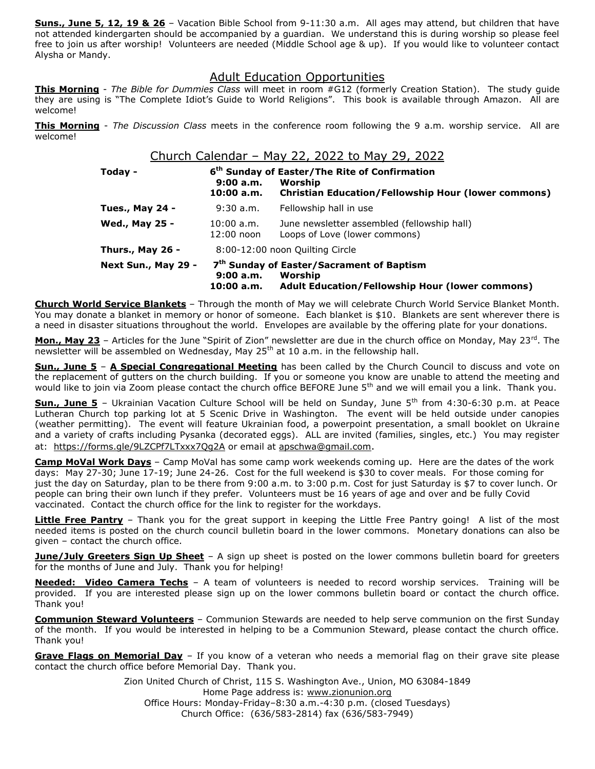**Suns., June 5, 12, 19 & 26** – Vacation Bible School from 9-11:30 a.m. All ages may attend, but children that have not attended kindergarten should be accompanied by a guardian. We understand this is during worship so please feel free to join us after worship! Volunteers are needed (Middle School age & up). If you would like to volunteer contact Alysha or Mandy.

## Adult Education Opportunities

**This Morning** - *The Bible for Dummies Class* will meet in room #G12 (formerly Creation Station). The study guide they are using is "The Complete Idiot's Guide to World Religions". This book is available through Amazon. All are welcome!

**This Morning** - *The Discussion Class* meets in the conference room following the 9 a.m. worship service. All are welcome!

## Church Calendar – May 22, 2022 to May 29, 2022

| | | |
|---|---|---|
| **Today -** | **6th Sunday of Easter/The Rite of Confirmation** | |
| | **9:00 a.m.** | **Worship** |
| | **10:00 a.m.** | **Christian Education/Fellowship Hour (lower commons)** |
| **Tues., May 24 -** | 9:30 a.m. | Fellowship hall in use |
| **Wed., May 25 -** | 10:00 a.m. | June newsletter assembled (fellowship hall) |
| | 12:00 noon | Loops of Love (lower commons) |
| **Thurs., May 26 -** | 8:00-12:00 noon Quilting Circle | |
| **Next Sun., May 29 -** | **7th Sunday of Easter/Sacrament of Baptism** | |
| | **9:00 a.m.** | **Worship** |
| | **10:00 a.m.** | **Adult Education/Fellowship Hour (lower commons)** |

**Church World Service Blankets** – Through the month of May we will celebrate Church World Service Blanket Month. You may donate a blanket in memory or honor of someone. Each blanket is $10. Blankets are sent wherever there is a need in disaster situations throughout the world. Envelopes are available by the offering plate for your donations.

**Mon., May 23** – Articles for the June "Spirit of Zion" newsletter are due in the church office on Monday, May 23rd. The newsletter will be assembled on Wednesday, May 25th at 10 a.m. in the fellowship hall.

**Sun., June 5** – **A Special Congregational Meeting** has been called by the Church Council to discuss and vote on the replacement of gutters on the church building. If you or someone you know are unable to attend the meeting and would like to join via Zoom please contact the church office BEFORE June 5th and we will email you a link. Thank you.

**Sun., June 5** – Ukrainian Vacation Culture School will be held on Sunday, June 5th from 4:30-6:30 p.m. at Peace Lutheran Church top parking lot at 5 Scenic Drive in Washington. The event will be held outside under canopies (weather permitting). The event will feature Ukrainian food, a powerpoint presentation, a small booklet on Ukraine and a variety of crafts including Pysanka (decorated eggs). ALL are invited (families, singles, etc.) You may register at: https://forms.gle/9LZCPf7LTxxx7Qg2A or email at apschwa@gmail.com.

**Camp MoVal Work Days** – Camp MoVal has some camp work weekends coming up. Here are the dates of the work days: May 27-30; June 17-19; June 24-26. Cost for the full weekend is $30 to cover meals. For those coming for just the day on Saturday, plan to be there from 9:00 a.m. to 3:00 p.m. Cost for just Saturday is $7 to cover lunch. Or people can bring their own lunch if they prefer. Volunteers must be 16 years of age and over and be fully Covid vaccinated. Contact the church office for the link to register for the workdays.

**Little Free Pantry** – Thank you for the great support in keeping the Little Free Pantry going! A list of the most needed items is posted on the church council bulletin board in the lower commons. Monetary donations can also be given – contact the church office.

**June/July Greeters Sign Up Sheet** – A sign up sheet is posted on the lower commons bulletin board for greeters for the months of June and July. Thank you for helping!

**Needed: Video Camera Techs** – A team of volunteers is needed to record worship services. Training will be provided. If you are interested please sign up on the lower commons bulletin board or contact the church office. Thank you!

**Communion Steward Volunteers** – Communion Stewards are needed to help serve communion on the first Sunday of the month. If you would be interested in helping to be a Communion Steward, please contact the church office. Thank you!

**Grave Flags on Memorial Day** – If you know of a veteran who needs a memorial flag on their grave site please contact the church office before Memorial Day. Thank you.

Zion United Church of Christ, 115 S. Washington Ave., Union, MO 63084-1849
Home Page address is: www.zionunion.org
Office Hours: Monday-Friday–8:30 a.m.-4:30 p.m. (closed Tuesdays)
Church Office: (636/583-2814) fax (636/583-7949)